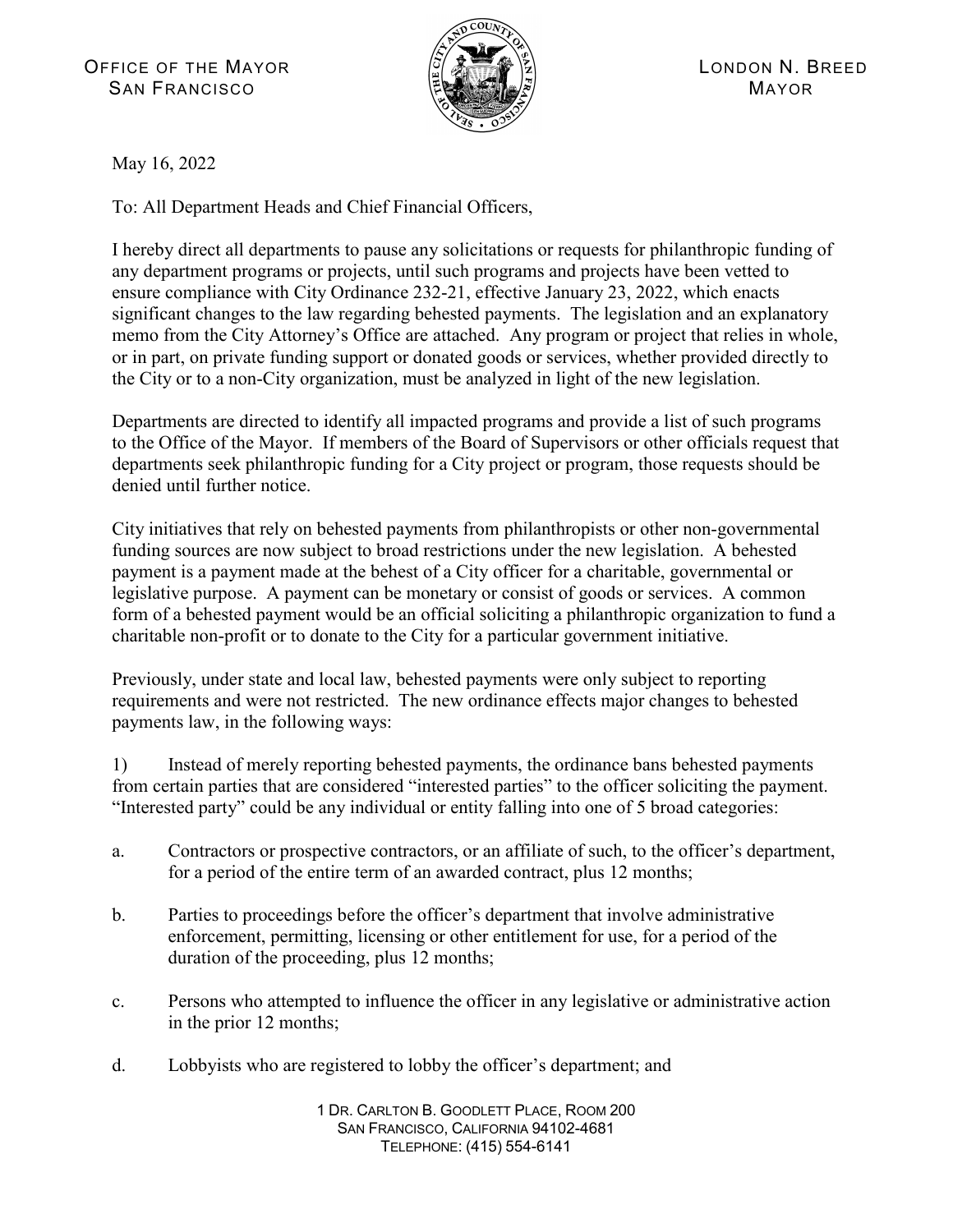OFFICE OF THE MAYOR
SAN FRANCISCO

LONDON N. BREED
MAYOR

May 16, 2022

To: All Department Heads and Chief Financial Officers,

I hereby direct all departments to pause any solicitations or requests for philanthropic funding of any department programs or projects, until such programs and projects have been vetted to ensure compliance with City Ordinance 232-21, effective January 23, 2022, which enacts significant changes to the law regarding behested payments. The legislation and an explanatory memo from the City Attorney's Office are attached. Any program or project that relies in whole, or in part, on private funding support or donated goods or services, whether provided directly to the City or to a non-City organization, must be analyzed in light of the new legislation.

Departments are directed to identify all impacted programs and provide a list of such programs to the Office of the Mayor. If members of the Board of Supervisors or other officials request that departments seek philanthropic funding for a City project or program, those requests should be denied until further notice.

City initiatives that rely on behested payments from philanthropists or other non-governmental funding sources are now subject to broad restrictions under the new legislation. A behested payment is a payment made at the behest of a City officer for a charitable, governmental or legislative purpose. A payment can be monetary or consist of goods or services. A common form of a behested payment would be an official soliciting a philanthropic organization to fund a charitable non-profit or to donate to the City for a particular government initiative.

Previously, under state and local law, behested payments were only subject to reporting requirements and were not restricted. The new ordinance effects major changes to behested payments law, in the following ways:

1) Instead of merely reporting behested payments, the ordinance bans behested payments from certain parties that are considered "interested parties" to the officer soliciting the payment. "Interested party" could be any individual or entity falling into one of 5 broad categories:

a. Contractors or prospective contractors, or an affiliate of such, to the officer's department, for a period of the entire term of an awarded contract, plus 12 months;

b. Parties to proceedings before the officer's department that involve administrative enforcement, permitting, licensing or other entitlement for use, for a period of the duration of the proceeding, plus 12 months;

c. Persons who attempted to influence the officer in any legislative or administrative action in the prior 12 months;

d. Lobbyists who are registered to lobby the officer's department; and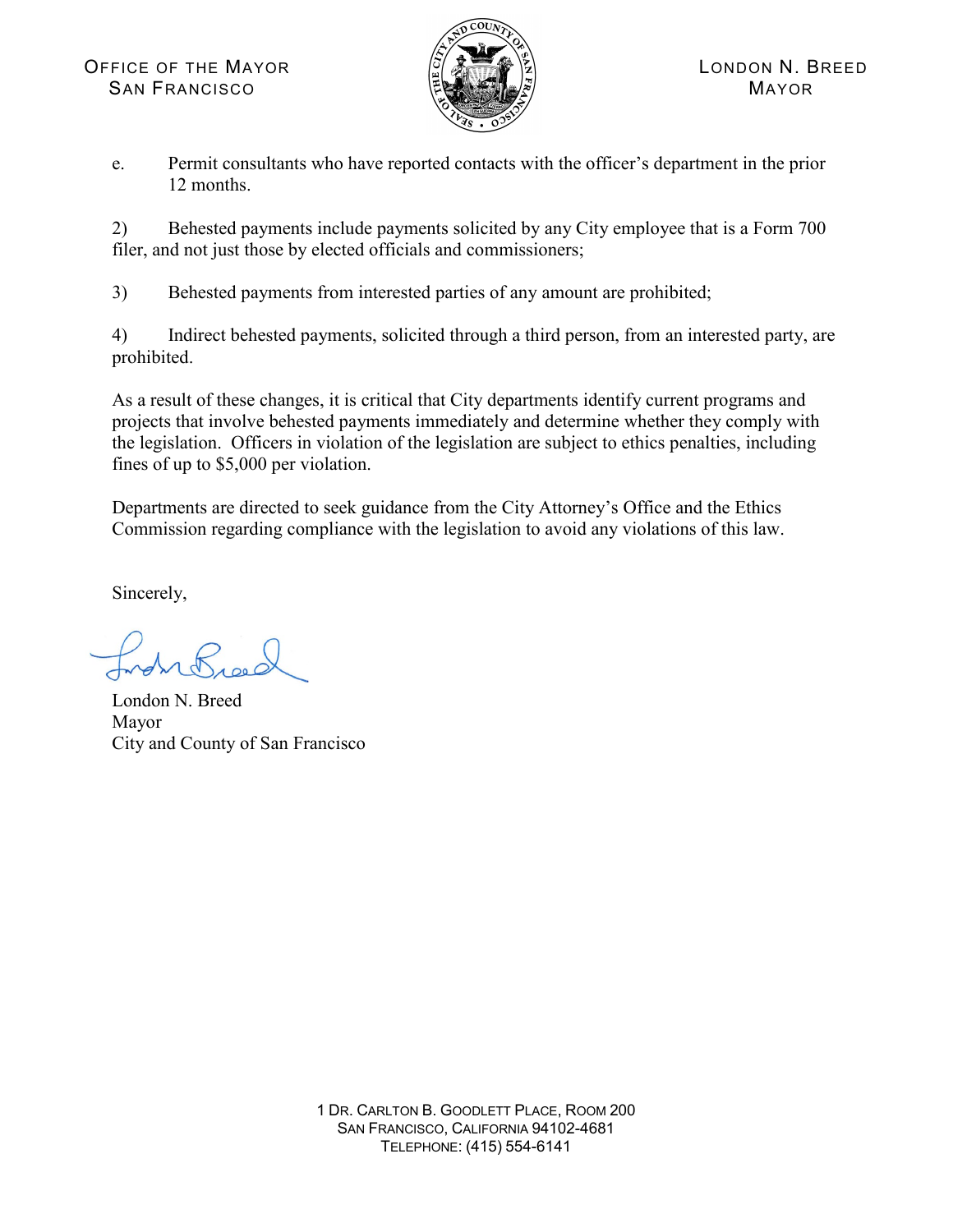e. Permit consultants who have reported contacts with the officer's department in the prior 12 months.

2) Behested payments include payments solicited by any City employee that is a Form 700 filer, and not just those by elected officials and commissioners;

3) Behested payments from interested parties of any amount are prohibited;

4) Indirect behested payments, solicited through a third person, from an interested party, are prohibited.

As a result of these changes, it is critical that City departments identify current programs and projects that involve behested payments immediately and determine whether they comply with the legislation. Officers in violation of the legislation are subject to ethics penalties, including fines of up to $5,000 per violation.

Departments are directed to seek guidance from the City Attorney's Office and the Ethics Commission regarding compliance with the legislation to avoid any violations of this law.

Sincerely,

London N. Breed
Mayor
City and County of San Francisco